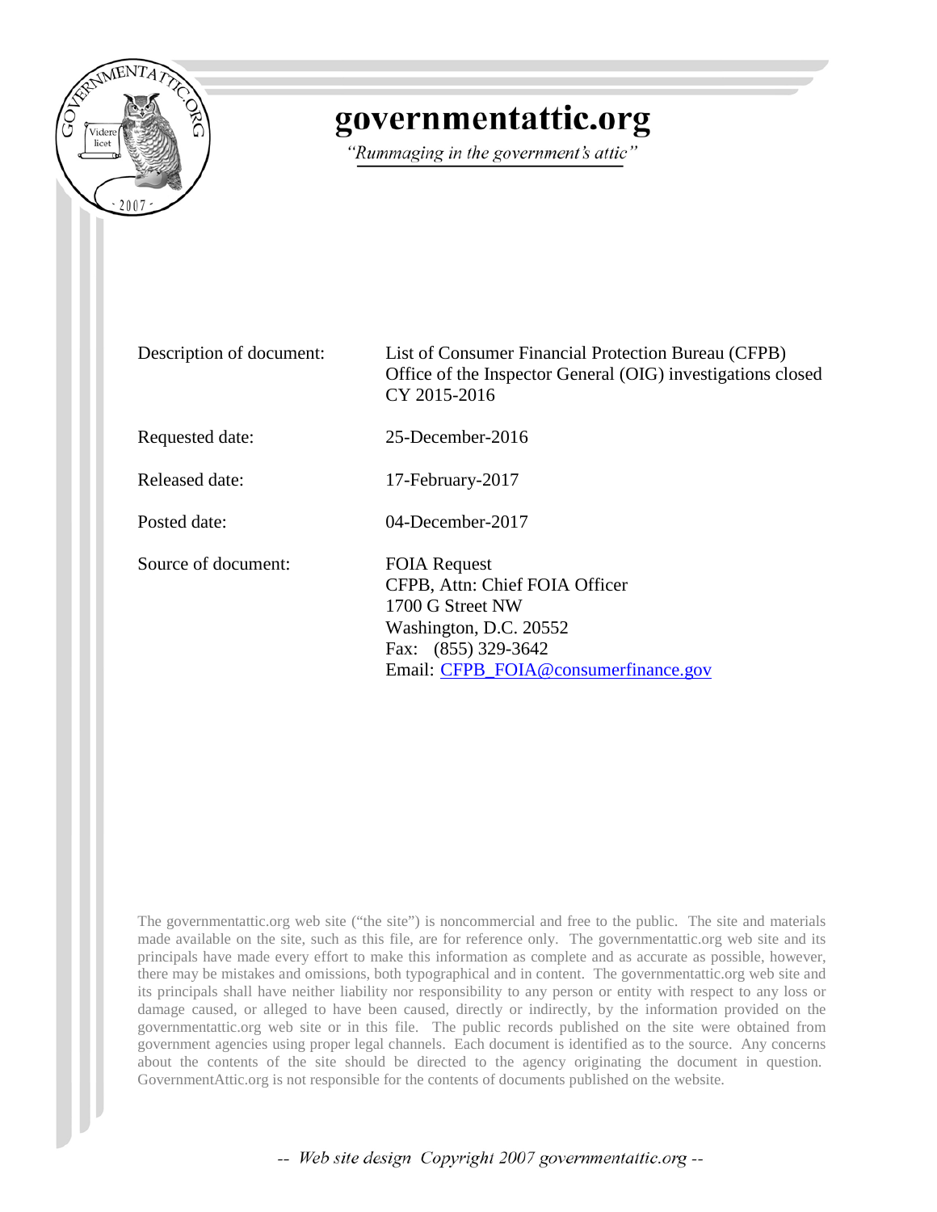# governmentattic.org

*"Rummaging in the government's attic"*

| | |
|---|---|
| Description of document: | List of Consumer Financial Protection Bureau (CFPB) Office of the Inspector General (OIG) investigations closed CY 2015-2016 |
| Requested date: | 25-December-2016 |
| Released date: | 17-February-2017 |
| Posted date: | 04-December-2017 |
| Source of document: | FOIA Request<br>CFPB, Attn: Chief FOIA Officer<br>1700 G Street NW<br>Washington, D.C. 20552<br>Fax: (855) 329-3642<br>Email: CFPB_FOIA@consumerfinance.gov |

The governmentattic.org web site ("the site") is noncommercial and free to the public. The site and materials made available on the site, such as this file, are for reference only. The governmentattic.org web site and its principals have made every effort to make this information as complete and as accurate as possible, however, there may be mistakes and omissions, both typographical and in content. The governmentattic.org web site and its principals shall have neither liability nor responsibility to any person or entity with respect to any loss or damage caused, or alleged to have been caused, directly or indirectly, by the information provided on the governmentattic.org web site or in this file. The public records published on the site were obtained from government agencies using proper legal channels. Each document is identified as to the source. Any concerns about the contents of the site should be directed to the agency originating the document in question. GovernmentAttic.org is not responsible for the contents of documents published on the website.

-- Web site design Copyright 2007 governmentattic.org --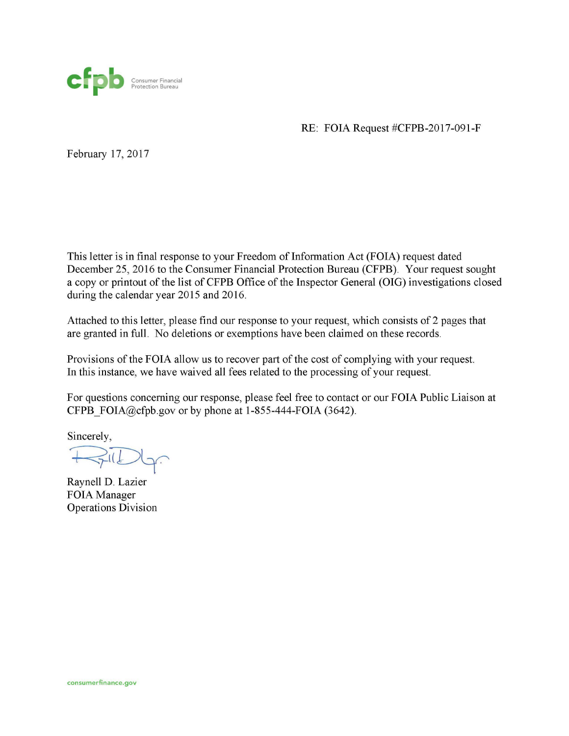cfpb Consumer Financial Protection Bureau

RE: FOIA Request #CFPB-2017-091-F

February 17, 2017

This letter is in final response to your Freedom of Information Act (FOIA) request dated December 25, 2016 to the Consumer Financial Protection Bureau (CFPB). Your request sought a copy or printout of the list of CFPB Office of the Inspector General (OIG) investigations closed during the calendar year 2015 and 2016.

Attached to this letter, please find our response to your request, which consists of 2 pages that are granted in full. No deletions or exemptions have been claimed on these records.

Provisions of the FOIA allow us to recover part of the cost of complying with your request. In this instance, we have waived all fees related to the processing of your request.

For questions concerning our response, please feel free to contact or our FOIA Public Liaison at CFPB_FOIA@cfpb.gov or by phone at 1-855-444-FOIA (3642).

Sincerely,

Raynell D. Lazier
FOIA Manager
Operations Division

consumerfinance.gov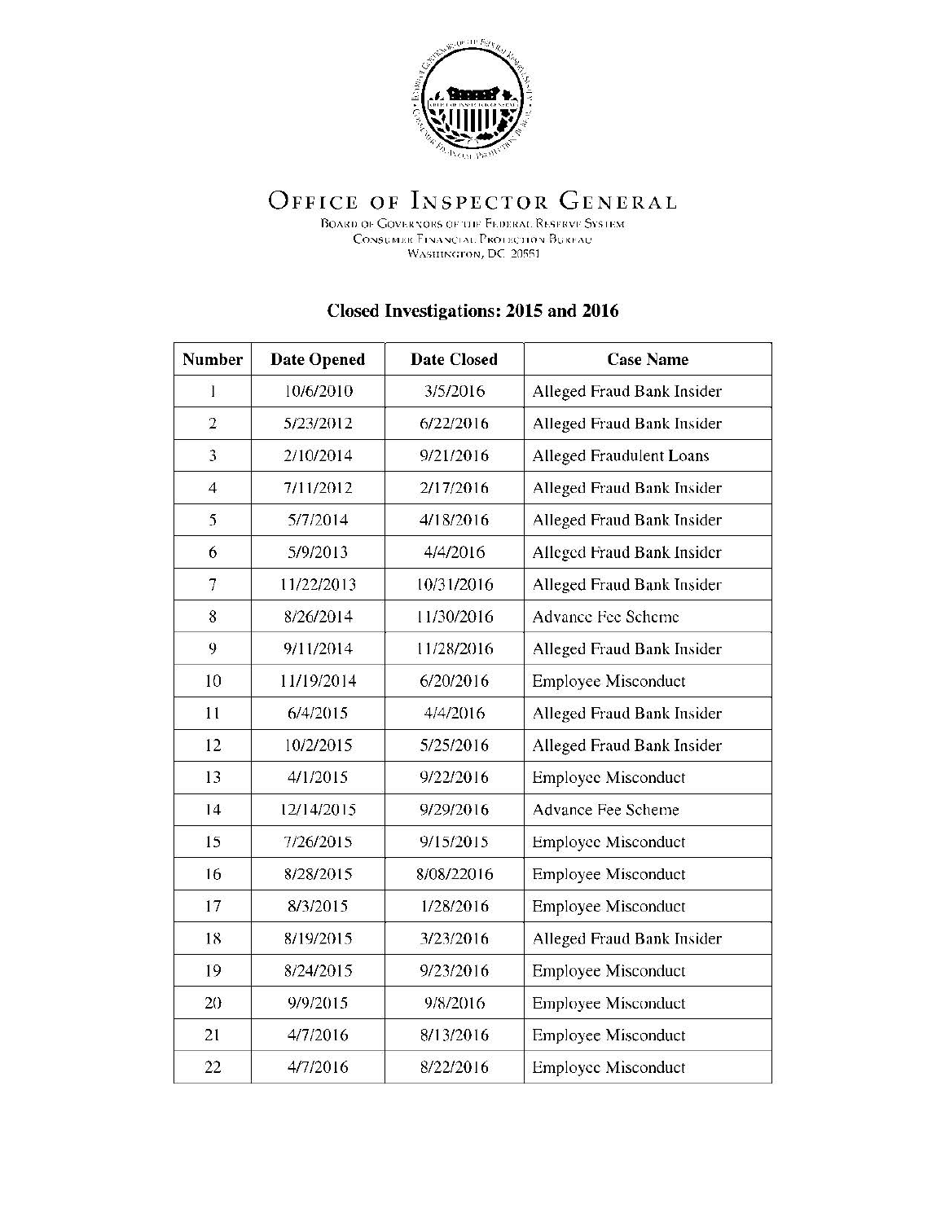# Office of Inspector General

Board of Governors of the Federal Reserve System
Consumer Financial Protection Bureau
Washington, DC 20551

## Closed Investigations: 2015 and 2016

| Number | Date Opened | Date Closed | Case Name |
|---|---|---|---|
| 1 | 10/6/2010 | 3/5/2016 | Alleged Fraud Bank Insider |
| 2 | 5/23/2012 | 6/22/2016 | Alleged Fraud Bank Insider |
| 3 | 2/10/2014 | 9/21/2016 | Alleged Fraudulent Loans |
| 4 | 7/11/2012 | 2/17/2016 | Alleged Fraud Bank Insider |
| 5 | 5/7/2014 | 4/18/2016 | Alleged Fraud Bank Insider |
| 6 | 5/9/2013 | 4/4/2016 | Alleged Fraud Bank Insider |
| 7 | 11/22/2013 | 10/31/2016 | Alleged Fraud Bank Insider |
| 8 | 8/26/2014 | 11/30/2016 | Advance Fee Scheme |
| 9 | 9/11/2014 | 11/28/2016 | Alleged Fraud Bank Insider |
| 10 | 11/19/2014 | 6/20/2016 | Employee Misconduct |
| 11 | 6/4/2015 | 4/4/2016 | Alleged Fraud Bank Insider |
| 12 | 10/2/2015 | 5/25/2016 | Alleged Fraud Bank Insider |
| 13 | 4/1/2015 | 9/22/2016 | Employee Misconduct |
| 14 | 12/14/2015 | 9/29/2016 | Advance Fee Scheme |
| 15 | 7/26/2015 | 9/15/2015 | Employee Misconduct |
| 16 | 8/28/2015 | 8/08/22016 | Employee Misconduct |
| 17 | 8/3/2015 | 1/28/2016 | Employee Misconduct |
| 18 | 8/19/2015 | 3/23/2016 | Alleged Fraud Bank Insider |
| 19 | 8/24/2015 | 9/23/2016 | Employee Misconduct |
| 20 | 9/9/2015 | 9/8/2016 | Employee Misconduct |
| 21 | 4/7/2016 | 8/13/2016 | Employee Misconduct |
| 22 | 4/7/2016 | 8/22/2016 | Employee Misconduct |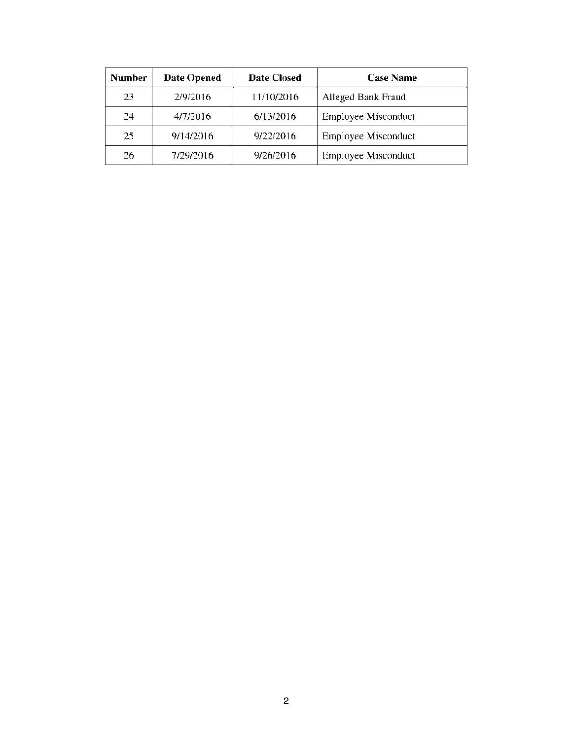| Number | Date Opened | Date Closed | Case Name |
|---|---|---|---|
| 23 | 2/9/2016 | 11/10/2016 | Alleged Bank Fraud |
| 24 | 4/7/2016 | 6/13/2016 | Employee Misconduct |
| 25 | 9/14/2016 | 9/22/2016 | Employee Misconduct |
| 26 | 7/29/2016 | 9/26/2016 | Employee Misconduct |